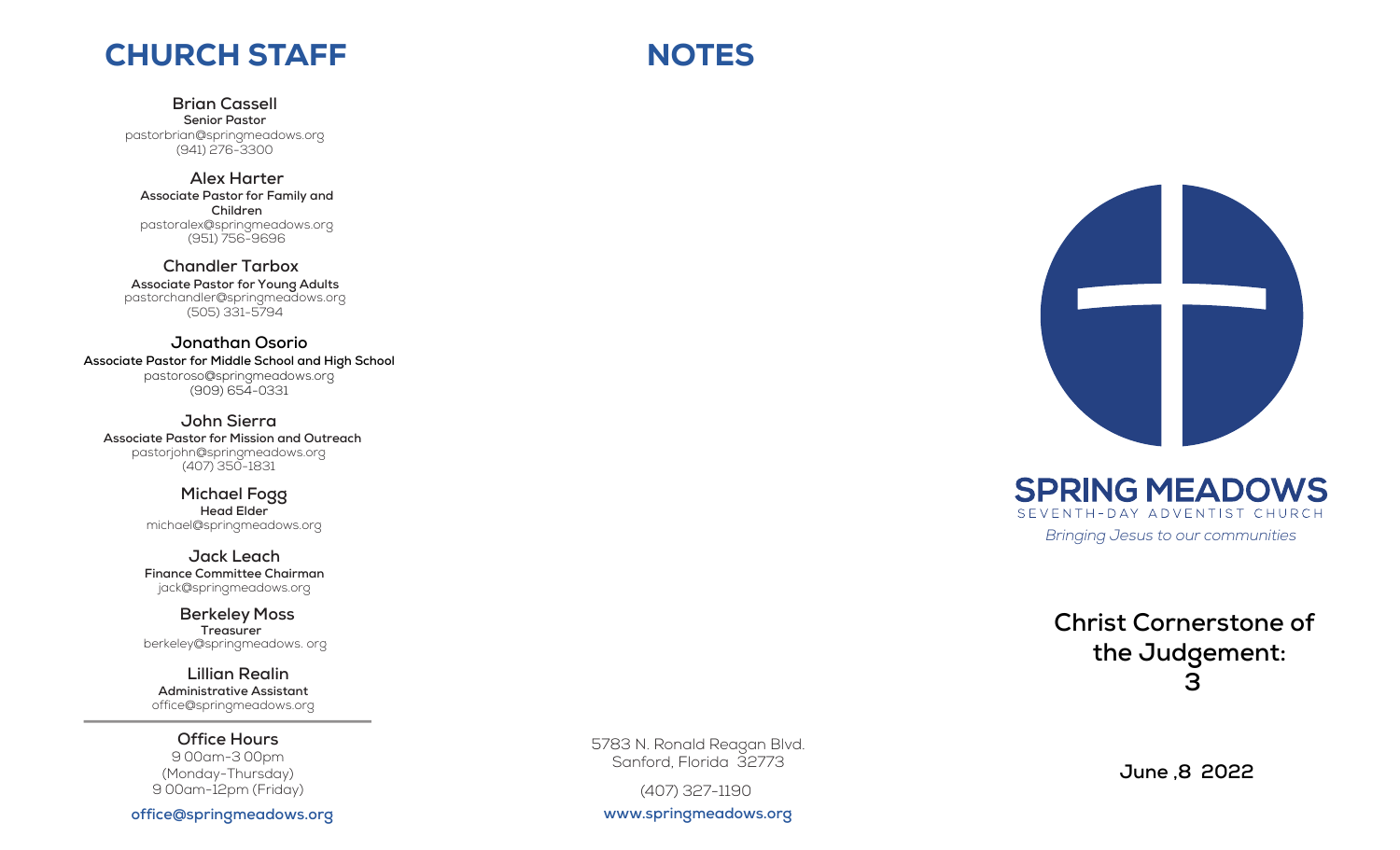# CHURCH STAFF

**Brian Cassell**
**Senior Pastor**
pastorbrian@springmeadows.org
(941) 276-3300

**Alex Harter**
**Associate Pastor for Family and Children**
pastoralex@springmeadows.org
(951) 756-9696

**Chandler Tarbox**
**Associate Pastor for Young Adults**
pastorchandler@springmeadows.org
(505) 331-5794

**Jonathan Osorio**
**Associate Pastor for Middle School and High School**
pastoroso@springmeadows.org
(909) 654-0331

**John Sierra**
**Associate Pastor for Mission and Outreach**
pastorjohn@springmeadows.org
(407) 350-1831

**Michael Fogg**
**Head Elder**
michael@springmeadows.org

**Jack Leach**
**Finance Committee Chairman**
jack@springmeadows.org

**Berkeley Moss**
**Treasurer**
berkeley@springmeadows. org

**Lillian Realin**
**Administrative Assistant**
office@springmeadows.org

---

**Office Hours**
9 00am-3 00pm
(Monday-Thursday)
9 00am-12pm (Friday)

**office@springmeadows.org**

# NOTES

5783 N. Ronald Reagan Blvd.
Sanford, Florida 32773

(407) 327-1190

**www.springmeadows.org**

## SPRING MEADOWS
SEVENTH-DAY ADVENTIST CHURCH

*Bringing Jesus to our communities*

## Christ Cornerstone of the Judgement: 3

**June ,8 2022**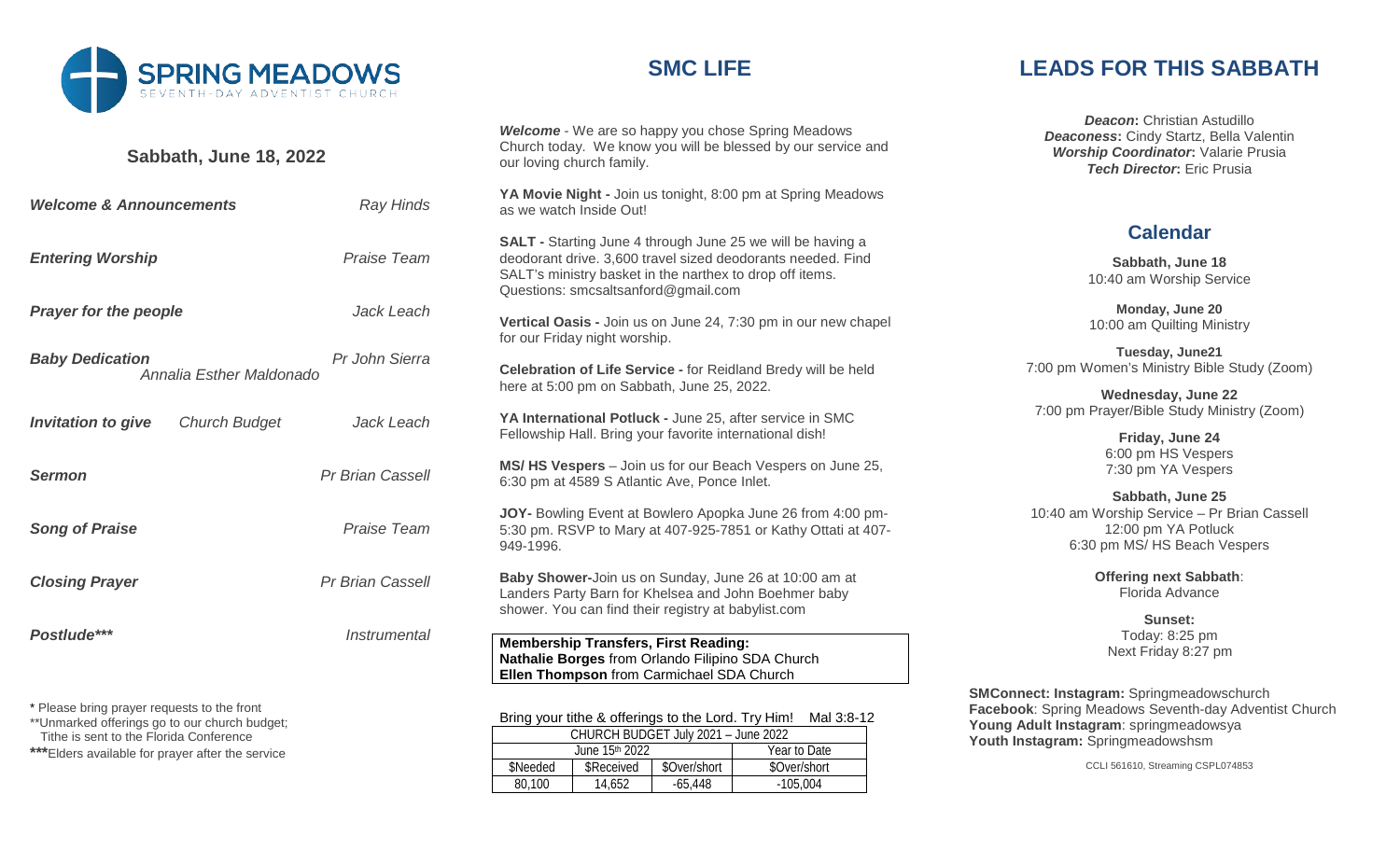SPRING MEADOWS
SEVENTH-DAY ADVENTIST CHURCH

## Sabbath, June 18, 2022

| | |
|---|---|
| ***Welcome & Announcements*** | *Ray Hinds* |
| ***Entering Worship*** | *Praise Team* |
| ***Prayer for the people*** | *Jack Leach* |
| ***Baby Dedication*** *Annalia Esther Maldonado* | *Pr John Sierra* |
| ***Invitation to give*** *Church Budget* | *Jack Leach* |
| ***Sermon*** | *Pr Brian Cassell* |
| ***Song of Praise*** | *Praise Team* |
| ***Closing Prayer*** | *Pr Brian Cassell* |
| ***Postlude**** | *Instrumental* |

\* Please bring prayer requests to the front
\*\*Unmarked offerings go to our church budget; Tithe is sent to the Florida Conference
**\*\*\***Elders available for prayer after the service

## SMC LIFE

***Welcome*** - We are so happy you chose Spring Meadows Church today. We know you will be blessed by our service and our loving church family.

**YA Movie Night -** Join us tonight, 8:00 pm at Spring Meadows as we watch Inside Out!

**SALT -** Starting June 4 through June 25 we will be having a deodorant drive. 3,600 travel sized deodorants needed. Find SALT's ministry basket in the narthex to drop off items. Questions: smcsaltsanford@gmail.com

**Vertical Oasis -** Join us on June 24, 7:30 pm in our new chapel for our Friday night worship.

**Celebration of Life Service -** for Reidland Bredy will be held here at 5:00 pm on Sabbath, June 25, 2022.

**YA International Potluck -** June 25, after service in SMC Fellowship Hall. Bring your favorite international dish!

**MS/ HS Vespers** – Join us for our Beach Vespers on June 25, 6:30 pm at 4589 S Atlantic Ave, Ponce Inlet.

**JOY-** Bowling Event at Bowlero Apopka June 26 from 4:00 pm-5:30 pm. RSVP to Mary at 407-925-7851 or Kathy Ottati at 407-949-1996.

**Baby Shower-**Join us on Sunday, June 26 at 10:00 am at Landers Party Barn for Khelsea and John Boehmer baby shower. You can find their registry at babylist.com

**Membership Transfers, First Reading:**
**Nathalie Borges** from Orlando Filipino SDA Church
**Ellen Thompson** from Carmichael SDA Church

Bring your tithe & offerings to the Lord. Try Him! Mal 3:8-12

| CHURCH BUDGET July 2021 – June 2022 | | | |
|---|---|---|---|
| June 15th 2022 | | | Year to Date |
| $Needed | $Received | $Over/short | $Over/short |
| 80,100 | 14,652 | -65,448 | -105,004 |

## LEADS FOR THIS SABBATH

***Deacon*:** Christian Astudillo
***Deaconess*:** Cindy Startz, Bella Valentin
***Worship Coordinator*:** Valarie Prusia
***Tech Director*:** Eric Prusia

## Calendar

**Sabbath, June 18**
10:40 am Worship Service

**Monday, June 20**
10:00 am Quilting Ministry

**Tuesday, June21**
7:00 pm Women's Ministry Bible Study (Zoom)

**Wednesday, June 22**
7:00 pm Prayer/Bible Study Ministry (Zoom)

**Friday, June 24**
6:00 pm HS Vespers
7:30 pm YA Vespers

**Sabbath, June 25**
10:40 am Worship Service – Pr Brian Cassell
12:00 pm YA Potluck
6:30 pm MS/ HS Beach Vespers

**Offering next Sabbath**:
Florida Advance

**Sunset:**
Today: 8:25 pm
Next Friday 8:27 pm

**SMConnect: Instagram:** Springmeadowschurch
**Facebook**: Spring Meadows Seventh-day Adventist Church
**Young Adult Instagram**: springmeadowsya
**Youth Instagram:** Springmeadowshsm

CCLI 561610, Streaming CSPL074853